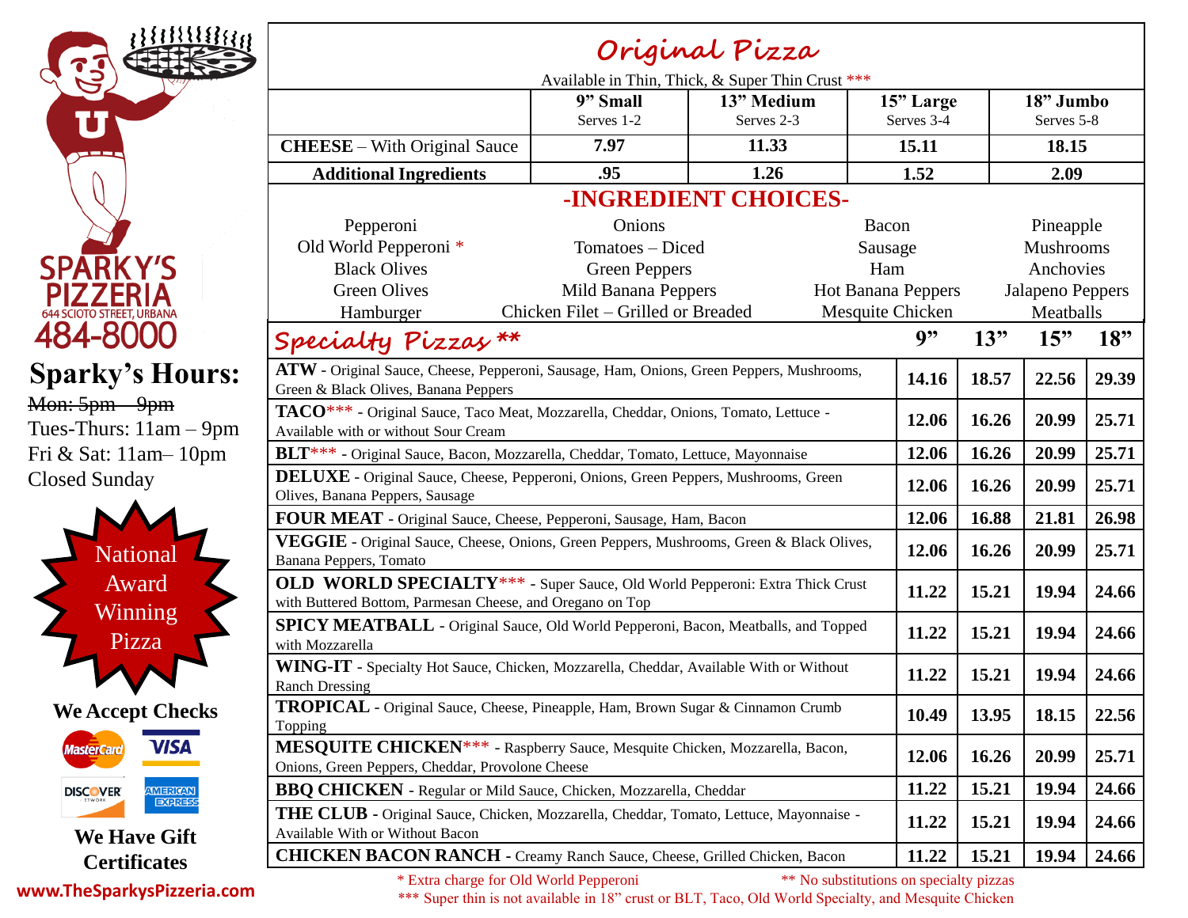# SPARKY'S PIZZERIA

644 SCIOTO STREET, URBANA

484-8000

## Sparky's Hours:

~~Mon: 5pm – 9pm~~
Tues-Thurs: 11am – 9pm
Fri & Sat: 11am– 10pm
Closed Sunday

National Award Winning Pizza

**We Accept Checks**

MasterCard, VISA, DISCOVER NETWORK, AMERICAN EXPRESS

**We Have Gift Certificates**

www.TheSparkysPizzeria.com

## Original Pizza

Available in Thin, Thick, & Super Thin Crust ***

| | 9" Small Serves 1-2 | 13" Medium Serves 2-3 | 15" Large Serves 3-4 | 18" Jumbo Serves 5-8 |
|---|---|---|---|---|
| **CHEESE** – With Original Sauce | 7.97 | 11.33 | 15.11 | 18.15 |
| **Additional Ingredients** | .95 | 1.26 | 1.52 | 2.09 |

## -INGREDIENT CHOICES-

| | | | |
|---|---|---|---|
| Pepperoni | Onions | Bacon | Pineapple |
| Old World Pepperoni * | Tomatoes – Diced | Sausage | Mushrooms |
| Black Olives | Green Peppers | Ham | Anchovies |
| Green Olives | Mild Banana Peppers | Hot Banana Peppers | Jalapeno Peppers |
| Hamburger | Chicken Filet – Grilled or Breaded | Mesquite Chicken | Meatballs |

## Specialty Pizzas **

| | 9" | 13" | 15" | 18" |
|---|---|---|---|---|
| **ATW** - Original Sauce, Cheese, Pepperoni, Sausage, Ham, Onions, Green Peppers, Mushrooms, Green & Black Olives, Banana Peppers | 14.16 | 18.57 | 22.56 | 29.39 |
| **TACO*** ** - Original Sauce, Taco Meat, Mozzarella, Cheddar, Onions, Tomato, Lettuce - Available with or without Sour Cream | 12.06 | 16.26 | 20.99 | 25.71 |
| **BLT*** ** - Original Sauce, Bacon, Mozzarella, Cheddar, Tomato, Lettuce, Mayonnaise | 12.06 | 16.26 | 20.99 | 25.71 |
| **DELUXE** - Original Sauce, Cheese, Pepperoni, Onions, Green Peppers, Mushrooms, Green Olives, Banana Peppers, Sausage | 12.06 | 16.26 | 20.99 | 25.71 |
| **FOUR MEAT** - Original Sauce, Cheese, Pepperoni, Sausage, Ham, Bacon | 12.06 | 16.88 | 21.81 | 26.98 |
| **VEGGIE** - Original Sauce, Cheese, Onions, Green Peppers, Mushrooms, Green & Black Olives, Banana Peppers, Tomato | 12.06 | 16.26 | 20.99 | 25.71 |
| **OLD WORLD SPECIALTY*** ** - Super Sauce, Old World Pepperoni: Extra Thick Crust with Buttered Bottom, Parmesan Cheese, and Oregano on Top | 11.22 | 15.21 | 19.94 | 24.66 |
| **SPICY MEATBALL** - Original Sauce, Old World Pepperoni, Bacon, Meatballs, and Topped with Mozzarella | 11.22 | 15.21 | 19.94 | 24.66 |
| **WING-IT** - Specialty Hot Sauce, Chicken, Mozzarella, Cheddar, Available With or Without Ranch Dressing | 11.22 | 15.21 | 19.94 | 24.66 |
| **TROPICAL** - Original Sauce, Cheese, Pineapple, Ham, Brown Sugar & Cinnamon Crumb Topping | 10.49 | 13.95 | 18.15 | 22.56 |
| **MESQUITE CHICKEN*** ** - Raspberry Sauce, Mesquite Chicken, Mozzarella, Bacon, Onions, Green Peppers, Cheddar, Provolone Cheese | 12.06 | 16.26 | 20.99 | 25.71 |
| **BBQ CHICKEN** - Regular or Mild Sauce, Chicken, Mozzarella, Cheddar | 11.22 | 15.21 | 19.94 | 24.66 |
| **THE CLUB** - Original Sauce, Chicken, Mozzarella, Cheddar, Tomato, Lettuce, Mayonnaise - Available With or Without Bacon | 11.22 | 15.21 | 19.94 | 24.66 |
| **CHICKEN BACON RANCH** - Creamy Ranch Sauce, Cheese, Grilled Chicken, Bacon | 11.22 | 15.21 | 19.94 | 24.66 |

\* Extra charge for Old World Pepperoni

** No substitutions on specialty pizzas

*** Super thin is not available in 18" crust or BLT, Taco, Old World Specialty, and Mesquite Chicken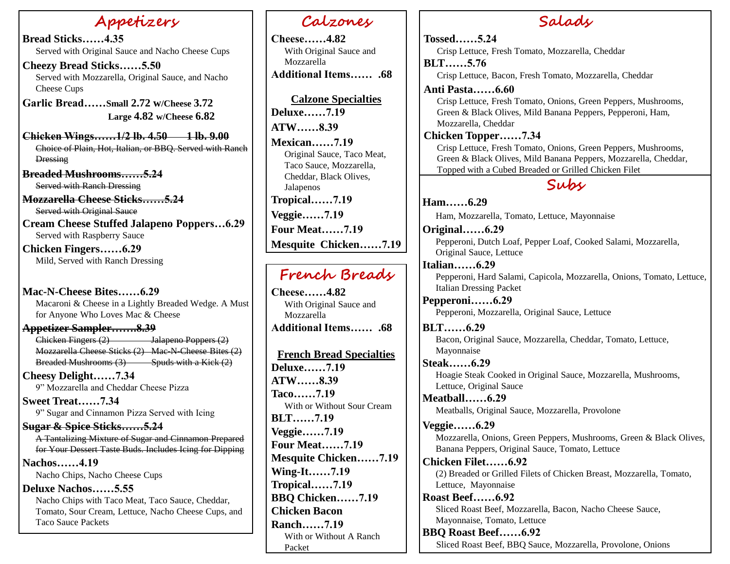## Appetizers

**Bread Sticks……4.35**
Served with Original Sauce and Nacho Cheese Cups

**Cheezy Bread Sticks……5.50**
Served with Mozzarella, Original Sauce, and Nacho Cheese Cups

**Garlic Bread……Small 2.72 w/Cheese 3.72**
**Large 4.82 w/Cheese 6.82**

~~**Chicken Wings……1/2 lb. 4.50 1 lb. 9.00**~~
~~Choice of Plain, Hot, Italian, or BBQ. Served with Ranch Dressing~~

~~**Breaded Mushrooms……5.24**~~
~~Served with Ranch Dressing~~

~~**Mozzarella Cheese Sticks……5.24**~~
~~Served with Original Sauce~~

**Cream Cheese Stuffed Jalapeno Poppers…6.29**
Served with Raspberry Sauce

**Chicken Fingers……6.29**
Mild, Served with Ranch Dressing

**Mac-N-Cheese Bites……6.29**
Macaroni & Cheese in a Lightly Breaded Wedge. A Must for Anyone Who Loves Mac & Cheese

~~**Appetizer Sampler…….8.39**~~
~~Chicken Fingers (2) Jalapeno Poppers (2)~~
~~Mozzarella Cheese Sticks (2) Mac-N-Cheese Bites (2)~~
~~Breaded Mushrooms (3) Spuds with a Kick (2)~~

**Cheesy Delight……7.34**
9" Mozzarella and Cheddar Cheese Pizza

**Sweet Treat……7.34**
9" Sugar and Cinnamon Pizza Served with Icing

~~**Sugar & Spice Sticks……5.24**~~
~~A Tantalizing Mixture of Sugar and Cinnamon Prepared for Your Dessert Taste Buds. Includes Icing for Dipping~~

**Nachos……4.19**
Nacho Chips, Nacho Cheese Cups

**Deluxe Nachos……5.55**
Nacho Chips with Taco Meat, Taco Sauce, Cheddar, Tomato, Sour Cream, Lettuce, Nacho Cheese Cups, and Taco Sauce Packets

## Calzones

**Cheese……4.82**
With Original Sauce and Mozzarella

**Additional Items…… .68**

### Calzone Specialties

**Deluxe……7.19**

**ATW……8.39**

**Mexican……7.19**
Original Sauce, Taco Meat, Taco Sauce, Mozzarella, Cheddar, Black Olives, Jalapenos

**Tropical……7.19**

**Veggie……7.19**

**Four Meat……7.19**

**Mesquite Chicken……7.19**

## French Breads

**Cheese……4.82**
With Original Sauce and Mozzarella

**Additional Items…… .68**

### French Bread Specialties

**Deluxe……7.19**

**ATW……8.39**

**Taco……7.19**
With or Without Sour Cream

**BLT……7.19**

**Veggie……7.19**

**Four Meat……7.19**

**Mesquite Chicken……7.19**

**Wing-It……7.19**

**Tropical……7.19**

**BBQ Chicken……7.19**

**Chicken Bacon Ranch……7.19**
With or Without A Ranch Packet

## Salads

**Tossed……5.24**
Crisp Lettuce, Fresh Tomato, Mozzarella, Cheddar

**BLT……5.76**
Crisp Lettuce, Bacon, Fresh Tomato, Mozzarella, Cheddar

**Anti Pasta……6.60**
Crisp Lettuce, Fresh Tomato, Onions, Green Peppers, Mushrooms, Green & Black Olives, Mild Banana Peppers, Pepperoni, Ham, Mozzarella, Cheddar

**Chicken Topper……7.34**
Crisp Lettuce, Fresh Tomato, Onions, Green Peppers, Mushrooms, Green & Black Olives, Mild Banana Peppers, Mozzarella, Cheddar, Topped with a Cubed Breaded or Grilled Chicken Filet

## Subs

**Ham……6.29**
Ham, Mozzarella, Tomato, Lettuce, Mayonnaise

**Original……6.29**
Pepperoni, Dutch Loaf, Pepper Loaf, Cooked Salami, Mozzarella, Original Sauce, Lettuce

**Italian……6.29**
Pepperoni, Hard Salami, Capicola, Mozzarella, Onions, Tomato, Lettuce, Italian Dressing Packet

**Pepperoni……6.29**
Pepperoni, Mozzarella, Original Sauce, Lettuce

**BLT……6.29**
Bacon, Original Sauce, Mozzarella, Cheddar, Tomato, Lettuce, Mayonnaise

**Steak……6.29**
Hoagie Steak Cooked in Original Sauce, Mozzarella, Mushrooms, Lettuce, Original Sauce

**Meatball……6.29**
Meatballs, Original Sauce, Mozzarella, Provolone

**Veggie……6.29**
Mozzarella, Onions, Green Peppers, Mushrooms, Green & Black Olives, Banana Peppers, Original Sauce, Tomato, Lettuce

**Chicken Filet……6.92**
(2) Breaded or Grilled Filets of Chicken Breast, Mozzarella, Tomato, Lettuce, Mayonnaise

**Roast Beef……6.92**
Sliced Roast Beef, Mozzarella, Bacon, Nacho Cheese Sauce, Mayonnaise, Tomato, Lettuce

**BBQ Roast Beef……6.92**
Sliced Roast Beef, BBQ Sauce, Mozzarella, Provolone, Onions